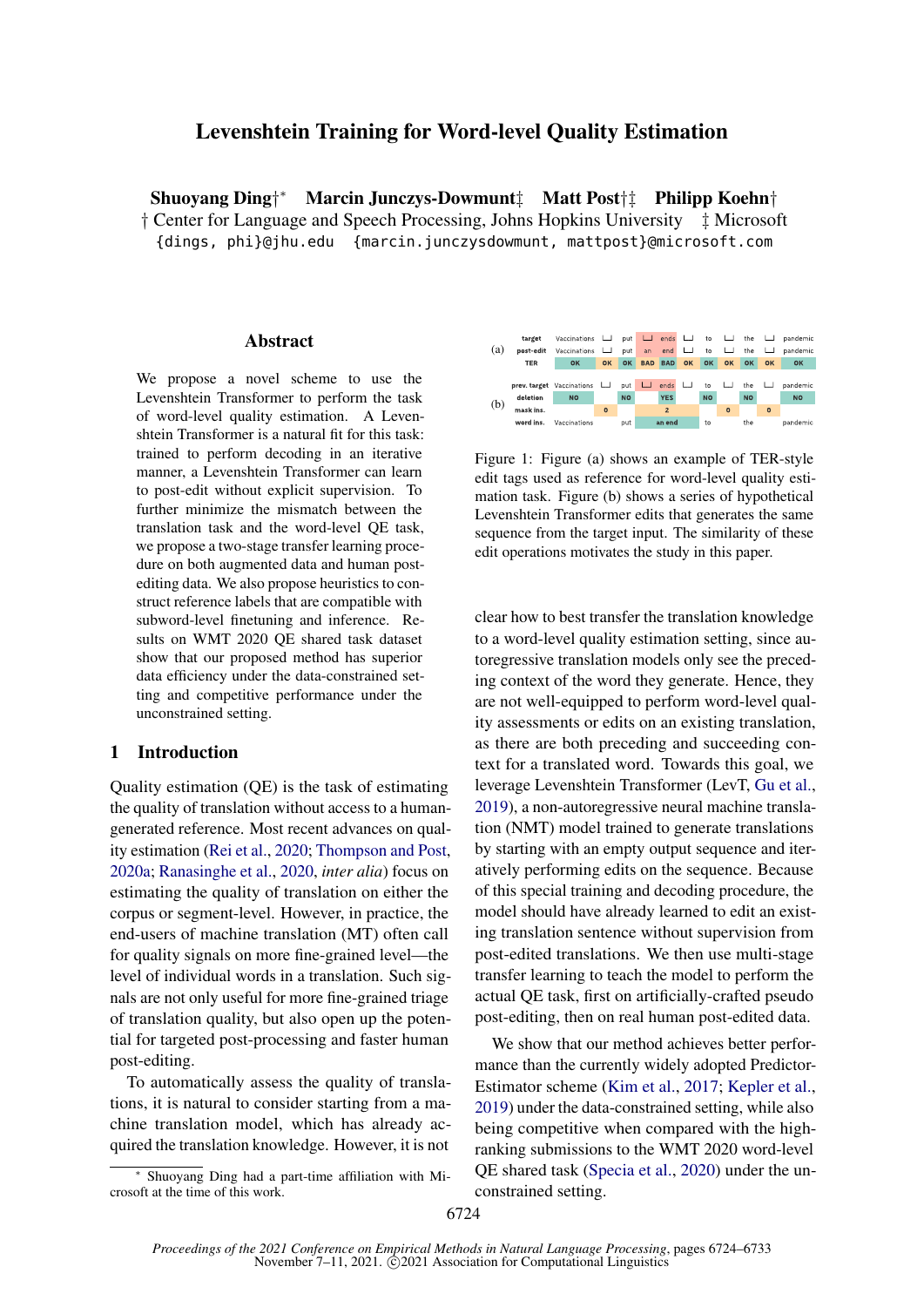# Levenshtein Training for Word-level Quality Estimation

**Shuoyang Ding†*   Marcin Junczys-Dowmunt‡   Matt Post†‡   Philipp Koehn†**

† Center for Language and Speech Processing, Johns Hopkins University   ‡ Microsoft

{dings, phi}@jhu.edu   {marcin.junczysdowmunt, mattpost}@microsoft.com

## Abstract

We propose a novel scheme to use the Levenshtein Transformer to perform the task of word-level quality estimation. A Levenshtein Transformer is a natural fit for this task: trained to perform decoding in an iterative manner, a Levenshtein Transformer can learn to post-edit without explicit supervision. To further minimize the mismatch between the translation task and the word-level QE task, we propose a two-stage transfer learning procedure on both augmented data and human post-editing data. We also propose heuristics to construct reference labels that are compatible with subword-level finetuning and inference. Results on WMT 2020 QE shared task dataset show that our proposed method has superior data efficiency under the data-constrained setting and competitive performance under the unconstrained setting.

## 1 Introduction

Quality estimation (QE) is the task of estimating the quality of translation without access to a human-generated reference. Most recent advances on quality estimation (Rei et al., 2020; Thompson and Post, 2020a; Ranasinghe et al., 2020, *inter alia*) focus on estimating the quality of translation on either the corpus or segment-level. However, in practice, the end-users of machine translation (MT) often call for quality signals on more fine-grained level—the level of individual words in a translation. Such signals are not only useful for more fine-grained triage of translation quality, but also open up the potential for targeted post-processing and faster human post-editing.

To automatically assess the quality of translations, it is natural to consider starting from a machine translation model, which has already acquired the translation knowledge. However, it is not clear how to best transfer the translation knowledge to a word-level quality estimation setting, since autoregressive translation models only see the preceding context of the word they generate. Hence, they are not well-equipped to perform word-level quality assessments or edits on an existing translation, as there are both preceding and succeeding context for a translated word. Towards this goal, we leverage Levenshtein Transformer (LevT, Gu et al., 2019), a non-autoregressive neural machine translation (NMT) model trained to generate translations by starting with an empty output sequence and iteratively performing edits on the sequence. Because of this special training and decoding procedure, the model should have already learned to edit an existing translation sentence without supervision from post-edited translations. We then use multi-stage transfer learning to teach the model to perform the actual QE task, first on artificially-crafted pseudo post-editing, then on real human post-edited data.

| (a) | | | | | | | | | | | | | |
|---|---|---|---|---|---|---|---|---|---|---|---|---|---|
| target | Vaccinations | ⎵ | put | ⎵ | ends | ⎵ | to | ⎵ | the | ⎵ | pandemic | | |
| post-edit | Vaccinations | ⎵ | put | an | end | ⎵ | to | ⎵ | the | ⎵ | pandemic | | |
| TER | OK | OK | OK | BAD | BAD | OK | OK | OK | OK | OK | OK | | |

| (b) | | | | | | | | | | | |
|---|---|---|---|---|---|---|---|---|---|---|---|
| prev. target | Vaccinations | ⎵ | put | ⎵ | ends | ⎵ | to | ⎵ | the | ⎵ | pandemic |
| deletion | NO | | NO | | YES | | NO | | NO | | NO |
| mask ins. | | 0 | | 2 | | | | 0 | | 0 | |
| word ins. | Vaccinations | | put | an end | | | to | | the | | pandemic |

Figure 1: Figure (a) shows an example of TER-style edit tags used as reference for word-level quality estimation task. Figure (b) shows a series of hypothetical Levenshtein Transformer edits that generates the same sequence from the target input. The similarity of these edit operations motivates the study in this paper.

We show that our method achieves better performance than the currently widely adopted Predictor-Estimator scheme (Kim et al., 2017; Kepler et al., 2019) under the data-constrained setting, while also being competitive when compared with the high-ranking submissions to the WMT 2020 word-level QE shared task (Specia et al., 2020) under the unconstrained setting.

* Shuoyang Ding had a part-time affiliation with Microsoft at the time of this work.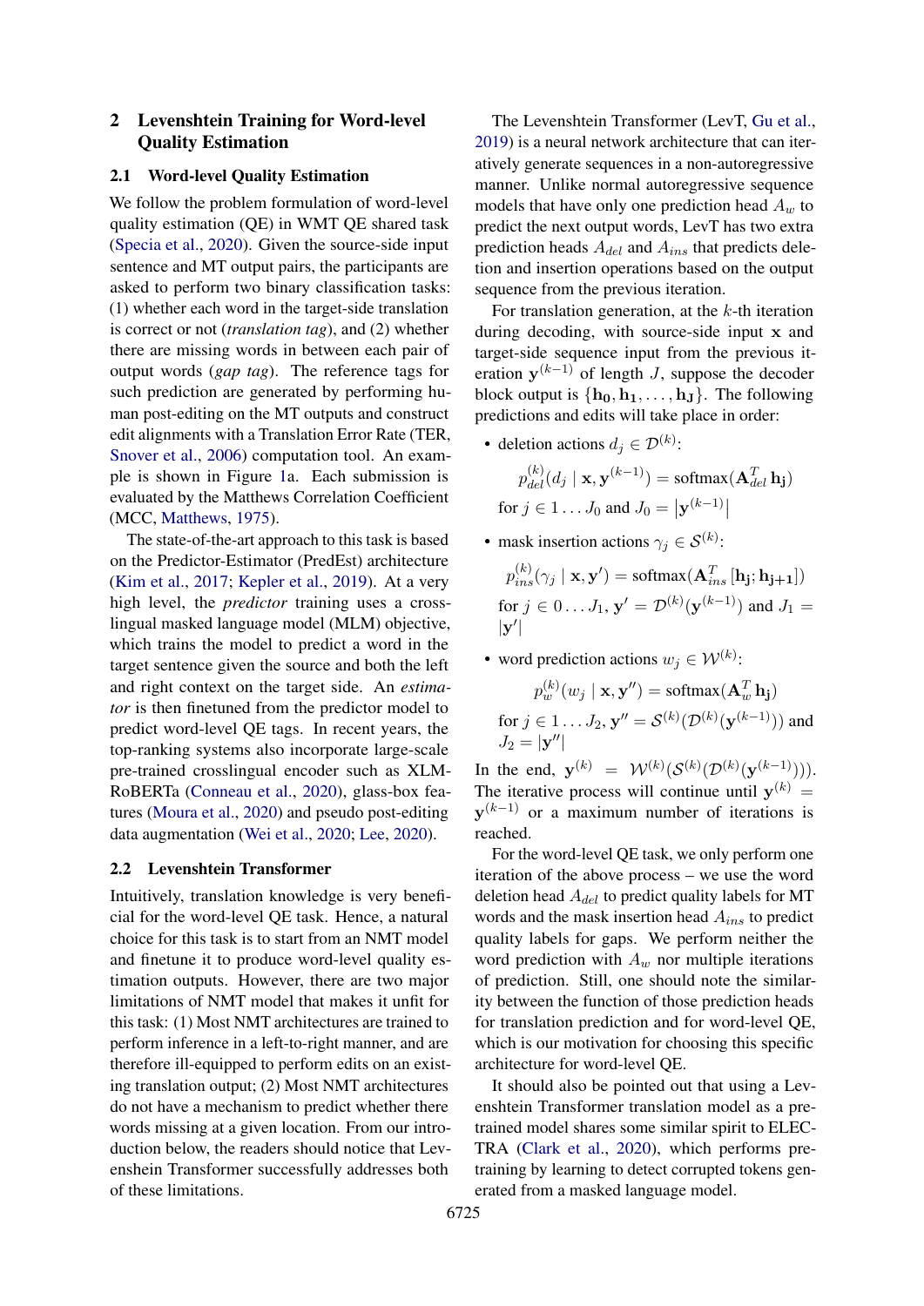## 2 Levenshtein Training for Word-level Quality Estimation

### 2.1 Word-level Quality Estimation

We follow the problem formulation of word-level quality estimation (QE) in WMT QE shared task (Specia et al., 2020). Given the source-side input sentence and MT output pairs, the participants are asked to perform two binary classification tasks: (1) whether each word in the target-side translation is correct or not (*translation tag*), and (2) whether there are missing words in between each pair of output words (*gap tag*). The reference tags for such prediction are generated by performing human post-editing on the MT outputs and construct edit alignments with a Translation Error Rate (TER, Snover et al., 2006) computation tool. An example is shown in Figure 1a. Each submission is evaluated by the Matthews Correlation Coefficient (MCC, Matthews, 1975).

The state-of-the-art approach to this task is based on the Predictor-Estimator (PredEst) architecture (Kim et al., 2017; Kepler et al., 2019). At a very high level, the *predictor* training uses a cross-lingual masked language model (MLM) objective, which trains the model to predict a word in the target sentence given the source and both the left and right context on the target side. An *estimator* is then finetuned from the predictor model to predict word-level QE tags. In recent years, the top-ranking systems also incorporate large-scale pre-trained crosslingual encoder such as XLM-RoBERTa (Conneau et al., 2020), glass-box features (Moura et al., 2020) and pseudo post-editing data augmentation (Wei et al., 2020; Lee, 2020).

### 2.2 Levenshtein Transformer

Intuitively, translation knowledge is very beneficial for the word-level QE task. Hence, a natural choice for this task is to start from an NMT model and finetune it to produce word-level quality estimation outputs. However, there are two major limitations of NMT model that makes it unfit for this task: (1) Most NMT architectures are trained to perform inference in a left-to-right manner, and are therefore ill-equipped to perform edits on an existing translation output; (2) Most NMT architectures do not have a mechanism to predict whether there words missing at a given location. From our introduction below, the readers should notice that Levenshein Transformer successfully addresses both of these limitations.

The Levenshtein Transformer (LevT, Gu et al., 2019) is a neural network architecture that can iteratively generate sequences in a non-autoregressive manner. Unlike normal autoregressive sequence models that have only one prediction head $A_w$ to predict the next output words, LevT has two extra prediction heads $A_{del}$ and $A_{ins}$ that predicts deletion and insertion operations based on the output sequence from the previous iteration.

For translation generation, at the $k$-th iteration during decoding, with source-side input $\mathbf{x}$ and target-side sequence input from the previous iteration $\mathbf{y}^{(k-1)}$ of length $J$, suppose the decoder block output is $\{\mathbf{h_0}, \mathbf{h_1}, \ldots, \mathbf{h_J}\}$. The following predictions and edits will take place in order:

- deletion actions $d_j \in \mathcal{D}^{(k)}$:

  $$p_{del}^{(k)}(d_j \mid \mathbf{x}, \mathbf{y}^{(k-1)}) = \text{softmax}(\mathbf{A}_{del}^T \mathbf{h_j})$$

  for $j \in 1 \ldots J_0$ and $J_0 = \left|\mathbf{y}^{(k-1)}\right|$

- mask insertion actions $\gamma_j \in \mathcal{S}^{(k)}$:

  $$p_{ins}^{(k)}(\gamma_j \mid \mathbf{x}, \mathbf{y}') = \text{softmax}(\mathbf{A}_{ins}^T [\mathbf{h_j}; \mathbf{h_{j+1}}])$$

  for $j \in 0 \ldots J_1$, $\mathbf{y}' = \mathcal{D}^{(k)}(\mathbf{y}^{(k-1)})$ and $J_1 = |\mathbf{y}'|$

- word prediction actions $w_j \in \mathcal{W}^{(k)}$:

  $$p_{w}^{(k)}(w_j \mid \mathbf{x}, \mathbf{y}'') = \text{softmax}(\mathbf{A}_{w}^T \mathbf{h_j})$$

  for $j \in 1 \ldots J_2$, $\mathbf{y}'' = \mathcal{S}^{(k)}(\mathcal{D}^{(k)}(\mathbf{y}^{(k-1)}))$ and $J_2 = |\mathbf{y}''|$

In the end, $\mathbf{y}^{(k)} = \mathcal{W}^{(k)}(\mathcal{S}^{(k)}(\mathcal{D}^{(k)}(\mathbf{y}^{(k-1)})))$. The iterative process will continue until $\mathbf{y}^{(k)} = \mathbf{y}^{(k-1)}$ or a maximum number of iterations is reached.

For the word-level QE task, we only perform one iteration of the above process – we use the word deletion head $A_{del}$ to predict quality labels for MT words and the mask insertion head $A_{ins}$ to predict quality labels for gaps. We perform neither the word prediction with $A_w$ nor multiple iterations of prediction. Still, one should note the similarity between the function of those prediction heads for translation prediction and for word-level QE, which is our motivation for choosing this specific architecture for word-level QE.

It should also be pointed out that using a Levenshtein Transformer translation model as a pre-trained model shares some similar spirit to ELECTRA (Clark et al., 2020), which performs pre-training by learning to detect corrupted tokens generated from a masked language model.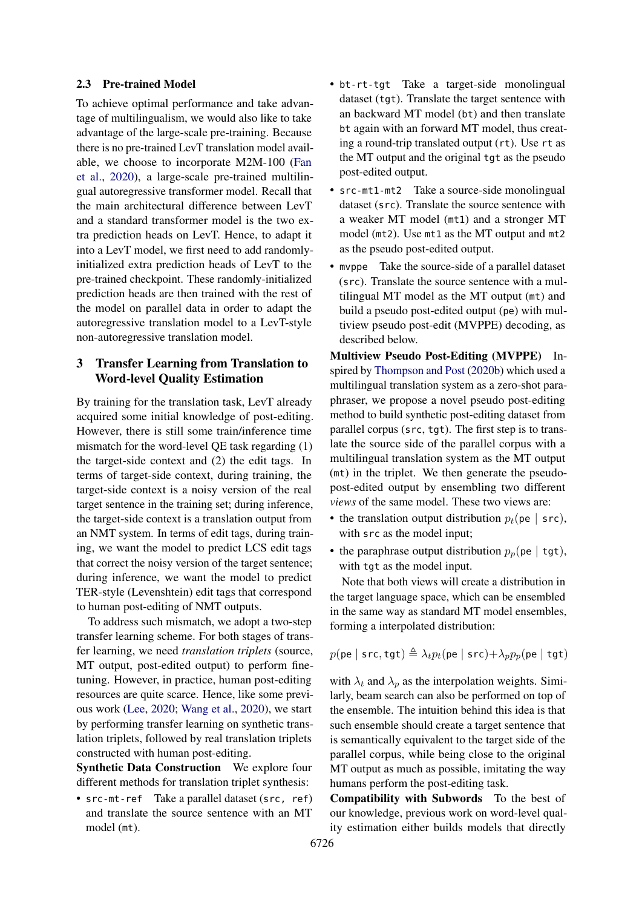### 2.3 Pre-trained Model

To achieve optimal performance and take advantage of multilingualism, we would also like to take advantage of the large-scale pre-training. Because there is no pre-trained LevT translation model available, we choose to incorporate M2M-100 (Fan et al., 2020), a large-scale pre-trained multilingual autoregressive transformer model. Recall that the main architectural difference between LevT and a standard transformer model is the two extra prediction heads on LevT. Hence, to adapt it into a LevT model, we first need to add randomly-initialized extra prediction heads of LevT to the pre-trained checkpoint. These randomly-initialized prediction heads are then trained with the rest of the model on parallel data in order to adapt the autoregressive translation model to a LevT-style non-autoregressive translation model.

## 3 Transfer Learning from Translation to Word-level Quality Estimation

By training for the translation task, LevT already acquired some initial knowledge of post-editing. However, there is still some train/inference time mismatch for the word-level QE task regarding (1) the target-side context and (2) the edit tags. In terms of target-side context, during training, the target-side context is a noisy version of the real target sentence in the training set; during inference, the target-side context is a translation output from an NMT system. In terms of edit tags, during training, we want the model to predict LCS edit tags that correct the noisy version of the target sentence; during inference, we want the model to predict TER-style (Levenshtein) edit tags that correspond to human post-editing of NMT outputs.

To address such mismatch, we adopt a two-step transfer learning scheme. For both stages of transfer learning, we need *translation triplets* (source, MT output, post-edited output) to perform fine-tuning. However, in practice, human post-editing resources are quite scarce. Hence, like some previous work (Lee, 2020; Wang et al., 2020), we start by performing transfer learning on synthetic translation triplets, followed by real translation triplets constructed with human post-editing.

**Synthetic Data Construction** We explore four different methods for translation triplet synthesis:

- `src-mt-ref` Take a parallel dataset (`src, ref`) and translate the source sentence with an MT model (`mt`).
- `bt-rt-tgt` Take a target-side monolingual dataset (`tgt`). Translate the target sentence with an backward MT model (`bt`) and then translate `bt` again with an forward MT model, thus creating a round-trip translated output (`rt`). Use `rt` as the MT output and the original `tgt` as the pseudo post-edited output.
- `src-mt1-mt2` Take a source-side monolingual dataset (`src`). Translate the source sentence with a weaker MT model (`mt1`) and a stronger MT model (`mt2`). Use `mt1` as the MT output and `mt2` as the pseudo post-edited output.
- `mvppe` Take the source-side of a parallel dataset (`src`). Translate the source sentence with a multilingual MT model as the MT output (`mt`) and build a pseudo post-edited output (`pe`) with multiview pseudo post-edit (MVPPE) decoding, as described below.

**Multiview Pseudo Post-Editing (MVPPE)** Inspired by Thompson and Post (2020b) which used a multilingual translation system as a zero-shot paraphraser, we propose a novel pseudo post-editing method to build synthetic post-editing dataset from parallel corpus (`src`, `tgt`). The first step is to translate the source side of the parallel corpus with a multilingual translation system as the MT output (`mt`) in the triplet. We then generate the pseudo-post-edited output by ensembling two different *views* of the same model. These two views are:

- the translation output distribution $p_t(\texttt{pe} \mid \texttt{src})$, with `src` as the model input;
- the paraphrase output distribution $p_p(\texttt{pe} \mid \texttt{tgt})$, with `tgt` as the model input.

Note that both views will create a distribution in the target language space, which can be ensembled in the same way as standard MT model ensembles, forming a interpolated distribution:

$$p(\texttt{pe} \mid \texttt{src}, \texttt{tgt}) \triangleq \lambda_t p_t(\texttt{pe} \mid \texttt{src}) + \lambda_p p_p(\texttt{pe} \mid \texttt{tgt})$$

with $\lambda_t$ and $\lambda_p$ as the interpolation weights. Similarly, beam search can also be performed on top of the ensemble. The intuition behind this idea is that such ensemble should create a target sentence that is semantically equivalent to the target side of the parallel corpus, while being close to the original MT output as much as possible, imitating the way humans perform the post-editing task.

**Compatibility with Subwords** To the best of our knowledge, previous work on word-level quality estimation either builds models that directly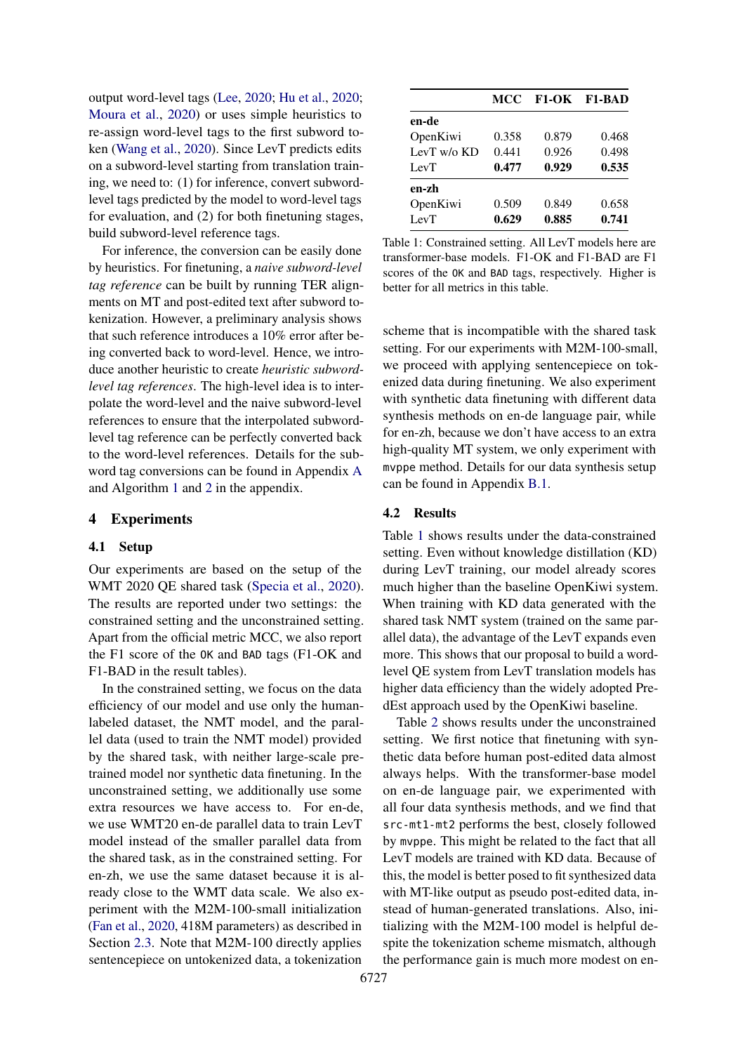output word-level tags (Lee, 2020; Hu et al., 2020; Moura et al., 2020) or uses simple heuristics to re-assign word-level tags to the first subword token (Wang et al., 2020). Since LevT predicts edits on a subword-level starting from translation training, we need to: (1) for inference, convert subword-level tags predicted by the model to word-level tags for evaluation, and (2) for both finetuning stages, build subword-level reference tags.

For inference, the conversion can be easily done by heuristics. For finetuning, a *naive subword-level tag reference* can be built by running TER alignments on MT and post-edited text after subword tokenization. However, a preliminary analysis shows that such reference introduces a 10% error after being converted back to word-level. Hence, we introduce another heuristic to create *heuristic subword-level tag references*. The high-level idea is to interpolate the word-level and the naive subword-level references to ensure that the interpolated subword-level tag reference can be perfectly converted back to the word-level references. Details for the subword tag conversions can be found in Appendix A and Algorithm 1 and 2 in the appendix.

## 4 Experiments

### 4.1 Setup

Our experiments are based on the setup of the WMT 2020 QE shared task (Specia et al., 2020). The results are reported under two settings: the constrained setting and the unconstrained setting. Apart from the official metric MCC, we also report the F1 score of the `OK` and `BAD` tags (F1-OK and F1-BAD in the result tables).

In the constrained setting, we focus on the data efficiency of our model and use only the human-labeled dataset, the NMT model, and the parallel data (used to train the NMT model) provided by the shared task, with neither large-scale pretrained model nor synthetic data finetuning. In the unconstrained setting, we additionally use some extra resources we have access to. For en-de, we use WMT20 en-de parallel data to train LevT model instead of the smaller parallel data from the shared task, as in the constrained setting. For en-zh, we use the same dataset because it is already close to the WMT data scale. We also experiment with the M2M-100-small initialization (Fan et al., 2020, 418M parameters) as described in Section 2.3. Note that M2M-100 directly applies sentencepiece on untokenized data, a tokenization scheme that is incompatible with the shared task setting. For our experiments with M2M-100-small, we proceed with applying sentencepiece on tokenized data during finetuning. We also experiment with synthetic data finetuning with different data synthesis methods on en-de language pair, while for en-zh, because we don't have access to an extra high-quality MT system, we only experiment with `mvppe` method. Details for our data synthesis setup can be found in Appendix B.1.

| | MCC | F1-OK | F1-BAD |
|---|---|---|---|
| **en-de** | | | |
| OpenKiwi | 0.358 | 0.879 | 0.468 |
| LevT w/o KD | 0.441 | 0.926 | 0.498 |
| LevT | **0.477** | **0.929** | **0.535** |
| **en-zh** | | | |
| OpenKiwi | 0.509 | 0.849 | 0.658 |
| LevT | **0.629** | **0.885** | **0.741** |

Table 1: Constrained setting. All LevT models here are transformer-base models. F1-OK and F1-BAD are F1 scores of the `OK` and `BAD` tags, respectively. Higher is better for all metrics in this table.

### 4.2 Results

Table 1 shows results under the data-constrained setting. Even without knowledge distillation (KD) during LevT training, our model already scores much higher than the baseline OpenKiwi system. When training with KD data generated with the shared task NMT system (trained on the same parallel data), the advantage of the LevT expands even more. This shows that our proposal to build a word-level QE system from LevT translation models has higher data efficiency than the widely adopted PredEst approach used by the OpenKiwi baseline.

Table 2 shows results under the unconstrained setting. We first notice that finetuning with synthetic data before human post-edited data almost always helps. With the transformer-base model on en-de language pair, we experimented with all four data synthesis methods, and we find that `src-mt1-mt2` performs the best, closely followed by `mvppe`. This might be related to the fact that all LevT models are trained with KD data. Because of this, the model is better posed to fit synthesized data with MT-like output as pseudo post-edited data, instead of human-generated translations. Also, initializing with the M2M-100 model is helpful despite the tokenization scheme mismatch, although the performance gain is much more modest on en-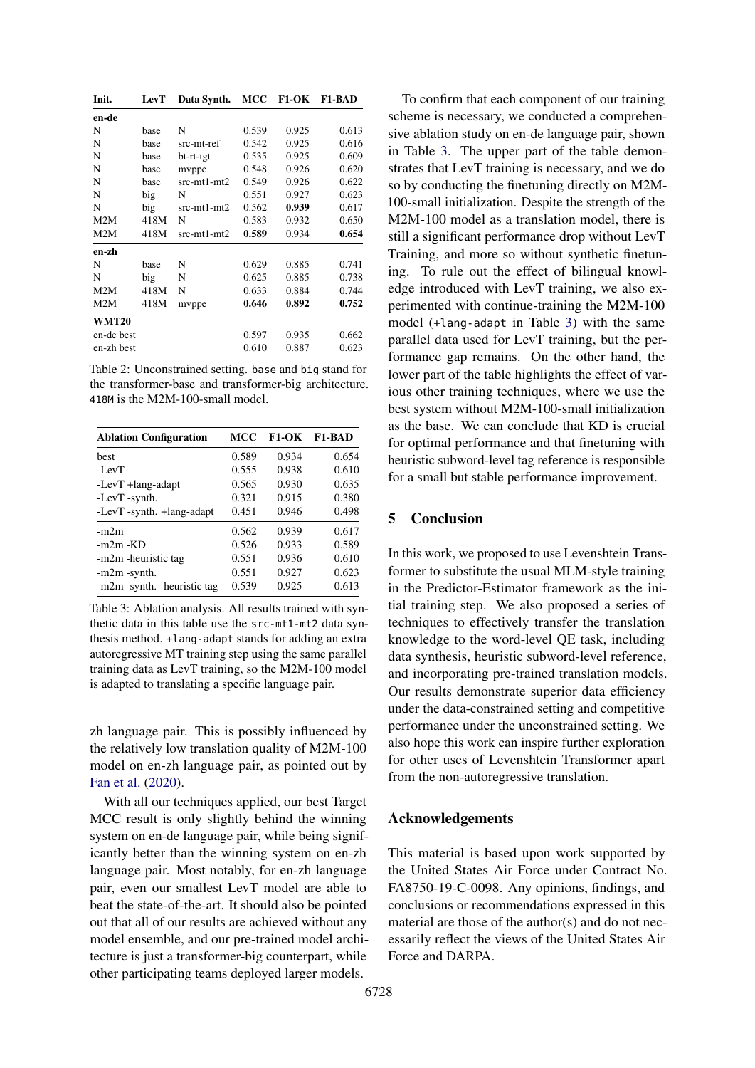| Init. | LevT | Data Synth. | MCC | F1-OK | F1-BAD |
|---|---|---|---|---|---|
| **en-de** | | | | | |
| N | base | N | 0.539 | 0.925 | 0.613 |
| N | base | src-mt-ref | 0.542 | 0.925 | 0.616 |
| N | base | bt-rt-tgt | 0.535 | 0.925 | 0.609 |
| N | base | mvppe | 0.548 | 0.926 | 0.620 |
| N | base | src-mt1-mt2 | 0.549 | 0.926 | 0.622 |
| N | big | N | 0.551 | 0.927 | 0.623 |
| N | big | src-mt1-mt2 | 0.562 | **0.939** | 0.617 |
| M2M | 418M | N | 0.583 | 0.932 | 0.650 |
| M2M | 418M | src-mt1-mt2 | **0.589** | 0.934 | **0.654** |
| **en-zh** | | | | | |
| N | base | N | 0.629 | 0.885 | 0.741 |
| N | big | N | 0.625 | 0.885 | 0.738 |
| M2M | 418M | N | 0.633 | 0.884 | 0.744 |
| M2M | 418M | mvppe | **0.646** | **0.892** | **0.752** |
| **WMT20** | | | | | |
| en-de best | | | 0.597 | 0.935 | 0.662 |
| en-zh best | | | 0.610 | 0.887 | 0.623 |

Table 2: Unconstrained setting. `base` and `big` stand for the transformer-base and transformer-big architecture. `418M` is the M2M-100-small model.

| Ablation Configuration | MCC | F1-OK | F1-BAD |
|---|---|---|---|
| best | 0.589 | 0.934 | 0.654 |
| -LevT | 0.555 | 0.938 | 0.610 |
| -LevT +lang-adapt | 0.565 | 0.930 | 0.635 |
| -LevT -synth. | 0.321 | 0.915 | 0.380 |
| -LevT -synth. +lang-adapt | 0.451 | 0.946 | 0.498 |
| -m2m | 0.562 | 0.939 | 0.617 |
| -m2m -KD | 0.526 | 0.933 | 0.589 |
| -m2m -heuristic tag | 0.551 | 0.936 | 0.610 |
| -m2m -synth. | 0.551 | 0.927 | 0.623 |
| -m2m -synth. -heuristic tag | 0.539 | 0.925 | 0.613 |

Table 3: Ablation analysis. All results trained with synthetic data in this table use the `src-mt1-mt2` data synthesis method. `+lang-adapt` stands for adding an extra autoregressive MT training step using the same parallel training data as LevT training, so the M2M-100 model is adapted to translating a specific language pair.

zh language pair. This is possibly influenced by the relatively low translation quality of M2M-100 model on en-zh language pair, as pointed out by Fan et al. (2020).

With all our techniques applied, our best Target MCC result is only slightly behind the winning system on en-de language pair, while being significantly better than the winning system on en-zh language pair. Most notably, for en-zh language pair, even our smallest LevT model are able to beat the state-of-the-art. It should also be pointed out that all of our results are achieved without any model ensemble, and our pre-trained model architecture is just a transformer-big counterpart, while other participating teams deployed larger models.

To confirm that each component of our training scheme is necessary, we conducted a comprehensive ablation study on en-de language pair, shown in Table 3. The upper part of the table demonstrates that LevT training is necessary, and we do so by conducting the finetuning directly on M2M-100-small initialization. Despite the strength of the M2M-100 model as a translation model, there is still a significant performance drop without LevT Training, and more so without synthetic finetuning. To rule out the effect of bilingual knowledge introduced with LevT training, we also experimented with continue-training the M2M-100 model (`+lang-adapt` in Table 3) with the same parallel data used for LevT training, but the performance gap remains. On the other hand, the lower part of the table highlights the effect of various other training techniques, where we use the best system without M2M-100-small initialization as the base. We can conclude that KD is crucial for optimal performance and that finetuning with heuristic subword-level tag reference is responsible for a small but stable performance improvement.

## 5 Conclusion

In this work, we proposed to use Levenshtein Transformer to substitute the usual MLM-style training in the Predictor-Estimator framework as the initial training step. We also proposed a series of techniques to effectively transfer the translation knowledge to the word-level QE task, including data synthesis, heuristic subword-level reference, and incorporating pre-trained translation models. Our results demonstrate superior data efficiency under the data-constrained setting and competitive performance under the unconstrained setting. We also hope this work can inspire further exploration for other uses of Levenshtein Transformer apart from the non-autoregressive translation.

## Acknowledgements

This material is based upon work supported by the United States Air Force under Contract No. FA8750-19-C-0098. Any opinions, findings, and conclusions or recommendations expressed in this material are those of the author(s) and do not necessarily reflect the views of the United States Air Force and DARPA.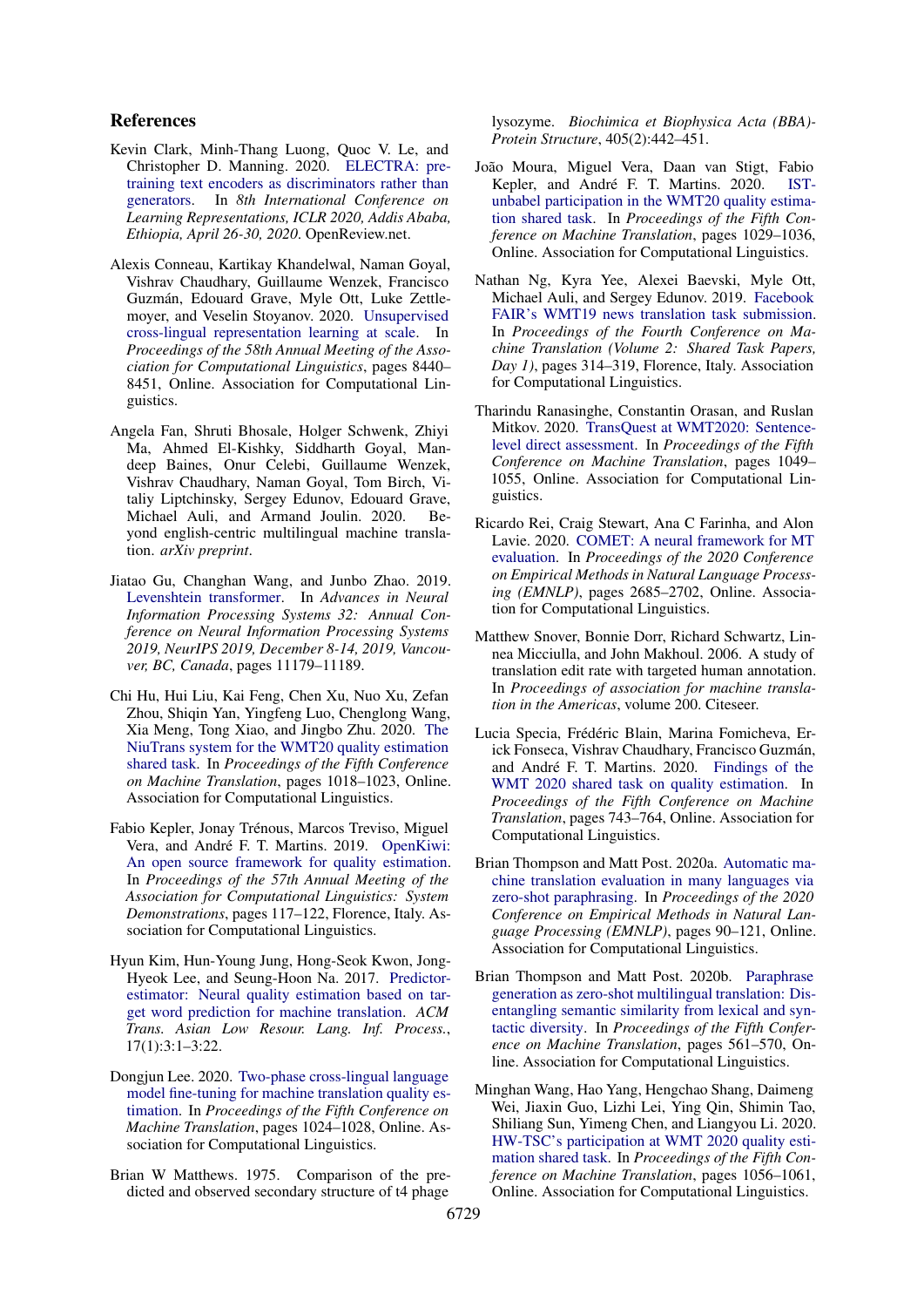## References

Kevin Clark, Minh-Thang Luong, Quoc V. Le, and Christopher D. Manning. 2020. ELECTRA: pre-training text encoders as discriminators rather than generators. In *8th International Conference on Learning Representations, ICLR 2020, Addis Ababa, Ethiopia, April 26-30, 2020*. OpenReview.net.

Alexis Conneau, Kartikay Khandelwal, Naman Goyal, Vishrav Chaudhary, Guillaume Wenzek, Francisco Guzmán, Edouard Grave, Myle Ott, Luke Zettlemoyer, and Veselin Stoyanov. 2020. Unsupervised cross-lingual representation learning at scale. In *Proceedings of the 58th Annual Meeting of the Association for Computational Linguistics*, pages 8440–8451, Online. Association for Computational Linguistics.

Angela Fan, Shruti Bhosale, Holger Schwenk, Zhiyi Ma, Ahmed El-Kishky, Siddharth Goyal, Mandeep Baines, Onur Celebi, Guillaume Wenzek, Vishrav Chaudhary, Naman Goyal, Tom Birch, Vitaliy Liptchinsky, Sergey Edunov, Edouard Grave, Michael Auli, and Armand Joulin. 2020. Beyond english-centric multilingual machine translation. *arXiv preprint*.

Jiatao Gu, Changhan Wang, and Junbo Zhao. 2019. Levenshtein transformer. In *Advances in Neural Information Processing Systems 32: Annual Conference on Neural Information Processing Systems 2019, NeurIPS 2019, December 8-14, 2019, Vancouver, BC, Canada*, pages 11179–11189.

Chi Hu, Hui Liu, Kai Feng, Chen Xu, Nuo Xu, Zefan Zhou, Shiqin Yan, Yingfeng Luo, Chenglong Wang, Xia Meng, Tong Xiao, and Jingbo Zhu. 2020. The NiuTrans system for the WMT20 quality estimation shared task. In *Proceedings of the Fifth Conference on Machine Translation*, pages 1018–1023, Online. Association for Computational Linguistics.

Fabio Kepler, Jonay Trénous, Marcos Treviso, Miguel Vera, and André F. T. Martins. 2019. OpenKiwi: An open source framework for quality estimation. In *Proceedings of the 57th Annual Meeting of the Association for Computational Linguistics: System Demonstrations*, pages 117–122, Florence, Italy. Association for Computational Linguistics.

Hyun Kim, Hun-Young Jung, Hong-Seok Kwon, Jong-Hyeok Lee, and Seung-Hoon Na. 2017. Predictor-estimator: Neural quality estimation based on target word prediction for machine translation. *ACM Trans. Asian Low Resour. Lang. Inf. Process.*, 17(1):3:1–3:22.

Dongjun Lee. 2020. Two-phase cross-lingual language model fine-tuning for machine translation quality estimation. In *Proceedings of the Fifth Conference on Machine Translation*, pages 1024–1028, Online. Association for Computational Linguistics.

Brian W Matthews. 1975. Comparison of the predicted and observed secondary structure of t4 phage lysozyme. *Biochimica et Biophysica Acta (BBA)-Protein Structure*, 405(2):442–451.

João Moura, Miguel Vera, Daan van Stigt, Fabio Kepler, and André F. T. Martins. 2020. IST-unbabel participation in the WMT20 quality estimation shared task. In *Proceedings of the Fifth Conference on Machine Translation*, pages 1029–1036, Online. Association for Computational Linguistics.

Nathan Ng, Kyra Yee, Alexei Baevski, Myle Ott, Michael Auli, and Sergey Edunov. 2019. Facebook FAIR's WMT19 news translation task submission. In *Proceedings of the Fourth Conference on Machine Translation (Volume 2: Shared Task Papers, Day 1)*, pages 314–319, Florence, Italy. Association for Computational Linguistics.

Tharindu Ranasinghe, Constantin Orasan, and Ruslan Mitkov. 2020. TransQuest at WMT2020: Sentence-level direct assessment. In *Proceedings of the Fifth Conference on Machine Translation*, pages 1049–1055, Online. Association for Computational Linguistics.

Ricardo Rei, Craig Stewart, Ana C Farinha, and Alon Lavie. 2020. COMET: A neural framework for MT evaluation. In *Proceedings of the 2020 Conference on Empirical Methods in Natural Language Processing (EMNLP)*, pages 2685–2702, Online. Association for Computational Linguistics.

Matthew Snover, Bonnie Dorr, Richard Schwartz, Linnea Micciulla, and John Makhoul. 2006. A study of translation edit rate with targeted human annotation. In *Proceedings of association for machine translation in the Americas*, volume 200. Citeseer.

Lucia Specia, Frédéric Blain, Marina Fomicheva, Erick Fonseca, Vishrav Chaudhary, Francisco Guzmán, and André F. T. Martins. 2020. Findings of the WMT 2020 shared task on quality estimation. In *Proceedings of the Fifth Conference on Machine Translation*, pages 743–764, Online. Association for Computational Linguistics.

Brian Thompson and Matt Post. 2020a. Automatic machine translation evaluation in many languages via zero-shot paraphrasing. In *Proceedings of the 2020 Conference on Empirical Methods in Natural Language Processing (EMNLP)*, pages 90–121, Online. Association for Computational Linguistics.

Brian Thompson and Matt Post. 2020b. Paraphrase generation as zero-shot multilingual translation: Disentangling semantic similarity from lexical and syntactic diversity. In *Proceedings of the Fifth Conference on Machine Translation*, pages 561–570, Online. Association for Computational Linguistics.

Minghan Wang, Hao Yang, Hengchao Shang, Daimeng Wei, Jiaxin Guo, Lizhi Lei, Ying Qin, Shimin Tao, Shiliang Sun, Yimeng Chen, and Liangyou Li. 2020. HW-TSC's participation at WMT 2020 quality estimation shared task. In *Proceedings of the Fifth Conference on Machine Translation*, pages 1056–1061, Online. Association for Computational Linguistics.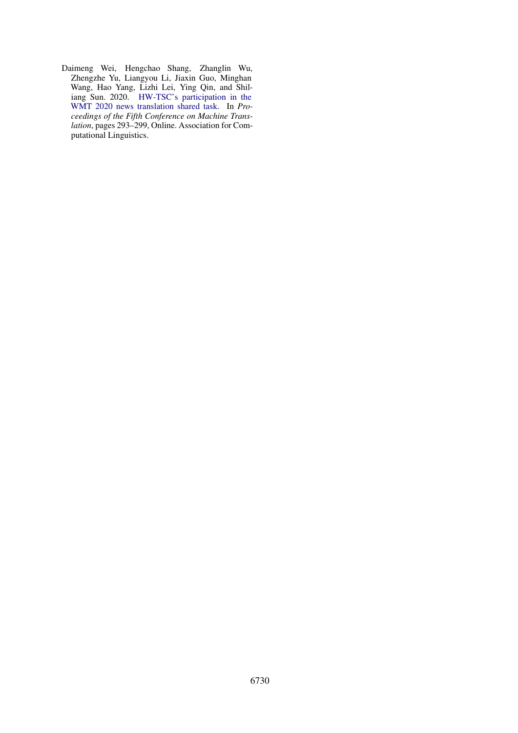Daimeng Wei, Hengchao Shang, Zhanglin Wu, Zhengzhe Yu, Liangyou Li, Jiaxin Guo, Minghan Wang, Hao Yang, Lizhi Lei, Ying Qin, and Shiliang Sun. 2020. HW-TSC's participation in the WMT 2020 news translation shared task. In *Proceedings of the Fifth Conference on Machine Translation*, pages 293–299, Online. Association for Computational Linguistics.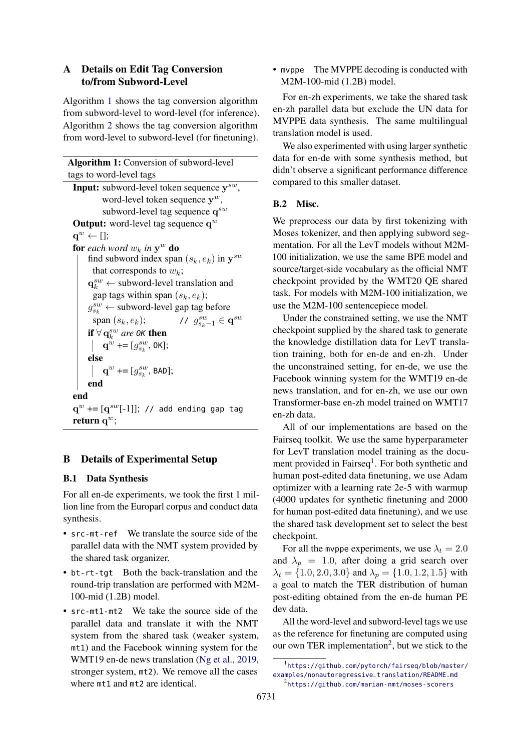## A Details on Edit Tag Conversion to/from Subword-Level

Algorithm 1 shows the tag conversion algorithm from subword-level to word-level (for inference). Algorithm 2 shows the tag conversion algorithm from word-level to subword-level (for finetuning).

**Algorithm 1:** Conversion of subword-level tags to word-level tags

```
Input: subword-level token sequence y^sw,
       word-level token sequence y^w,
       subword-level tag sequence q^sw
Output: word-level tag sequence q^w
q^w ← [];
for each word w_k in y^w do
    find subword index span (s_k, e_k) in y^sw
      that corresponds to w_k;
    q_k^sw ← subword-level translation and
      gap tags within span (s_k, e_k);
    g_{s_k}^sw ← subword-level gap tag before
      span (s_k, e_k);          // g_{s_k-1}^sw ∈ q^sw
    if ∀ q_k^sw are OK then
        q^w += [g_{s_k}^sw, OK];
    else
        q^w += [g_{s_k}^sw, BAD];
    end
end
q^w += [q^sw[-1]]; // add ending gap tag
return q^w;
```

## B Details of Experimental Setup

### B.1 Data Synthesis

For all en-de experiments, we took the first 1 million line from the Europarl corpus and conduct data synthesis.

- `src-mt-ref` We translate the source side of the parallel data with the NMT system provided by the shared task organizer.
- `bt-rt-tgt` Both the back-translation and the round-trip translation are performed with M2M-100-mid (1.2B) model.
- `src-mt1-mt2` We take the source side of the parallel data and translate it with the NMT system from the shared task (weaker system, `mt1`) and the Facebook winning system for the WMT19 en-de news translation (Ng et al., 2019, stronger system, `mt2`). We remove all the cases where `mt1` and `mt2` are identical.
- `mvppe` The MVPPE decoding is conducted with M2M-100-mid (1.2B) model.

For en-zh experiments, we take the shared task en-zh parallel data but exclude the UN data for MVPPE data synthesis. The same multilingual translation model is used.

We also experimented with using larger synthetic data for en-de with some synthesis method, but didn't observe a significant performance difference compared to this smaller dataset.

### B.2 Misc.

We preprocess our data by first tokenizing with Moses tokenizer, and then applying subword segmentation. For all the LevT models without M2M-100 initialization, we use the same BPE model and source/target-side vocabulary as the official NMT checkpoint provided by the WMT20 QE shared task. For models with M2M-100 initialization, we use the M2M-100 sentencepiece model.

Under the constrained setting, we use the NMT checkpoint supplied by the shared task to generate the knowledge distillation data for LevT translation training, both for en-de and en-zh. Under the unconstrained setting, for en-de, we use the Facebook winning system for the WMT19 en-de news translation, and for en-zh, we use our own Transformer-base en-zh model trained on WMT17 en-zh data.

All of our implementations are based on the Fairseq toolkit. We use the same hyperparameter for LevT translation model training as the document provided in Fairseq[1]. For both synthetic and human post-edited data finetuning, we use Adam optimizer with a learning rate 2e-5 with warmup (4000 updates for synthetic finetuning and 2000 for human post-edited data finetuning), and we use the shared task development set to select the best checkpoint.

For all the `mvppe` experiments, we use $\lambda_t = 2.0$ and $\lambda_p = 1.0$, after doing a grid search over $\lambda_t = \{1.0, 2.0, 3.0\}$ and $\lambda_p = \{1.0, 1.2, 1.5\}$ with a goal to match the TER distribution of human post-editing obtained from the en-de human PE dev data.

All the word-level and subword-level tags we use as the reference for finetuning are computed using our own TER implementation[2], but we stick to the

[1] https://github.com/pytorch/fairseq/blob/master/examples/nonautoregressive_translation/README.md

[2] https://github.com/marian-nmt/moses-scorers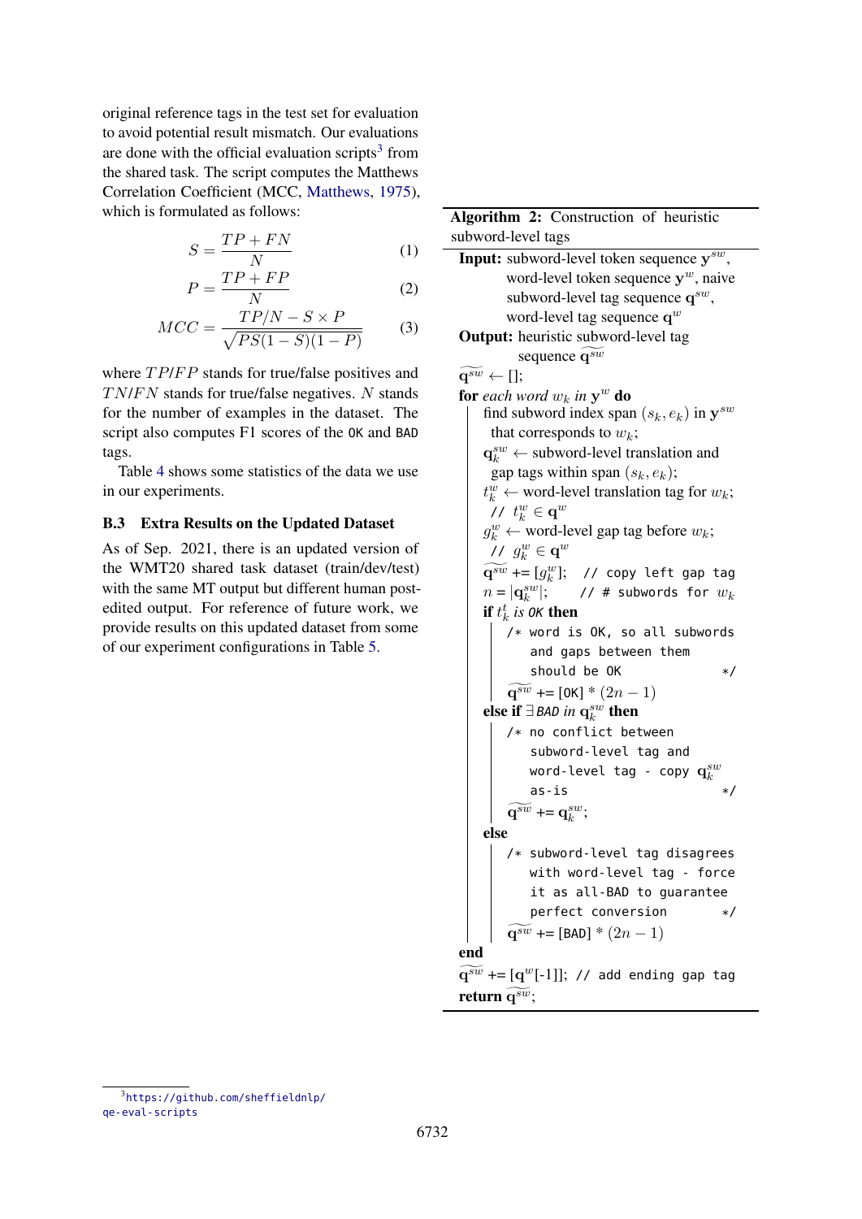original reference tags in the test set for evaluation to avoid potential result mismatch. Our evaluations are done with the official evaluation scripts[3] from the shared task. The script computes the Matthews Correlation Coefficient (MCC, Matthews, 1975), which is formulated as follows:

$$S = \frac{TP + FN}{N} \tag{1}$$

$$P = \frac{TP + FP}{N} \tag{2}$$

$$MCC = \frac{TP/N - S \times P}{\sqrt{PS(1-S)(1-P)}} \tag{3}$$

where $TP$/$FP$ stands for true/false positives and $TN$/$FN$ stands for true/false negatives. $N$ stands for the number of examples in the dataset. The script also computes F1 scores of the `OK` and `BAD` tags.

Table 4 shows some statistics of the data we use in our experiments.

### B.3 Extra Results on the Updated Dataset

As of Sep. 2021, there is an updated version of the WMT20 shared task dataset (train/dev/test) with the same MT output but different human post-edited output. For reference of future work, we provide results on this updated dataset from some of our experiment configurations in Table 5.

**Algorithm 2:** Construction of heuristic subword-level tags

**Input:** subword-level token sequence $\mathbf{y}^{sw}$, word-level token sequence $\mathbf{y}^{w}$, naive subword-level tag sequence $\mathbf{q}^{sw}$, word-level tag sequence $\mathbf{q}^{w}$

**Output:** heuristic subword-level tag sequence $\widetilde{\mathbf{q}^{sw}}$

```
q̃^sw ← [];
for each word w_k in y^w do
    find subword index span (s_k, e_k) in y^sw that corresponds to w_k;
    q_k^sw ← subword-level translation and gap tags within span (s_k, e_k);
    t_k^w ← word-level translation tag for w_k;  // t_k^w ∈ q^w
    g_k^w ← word-level gap tag before w_k;  // g_k^w ∈ q^w
    q̃^sw += [g_k^w];  // copy left gap tag
    n = |q_k^sw|;  // # subwords for w_k
    if t_k^t is OK then
        /* word is OK, so all subwords and gaps between them should be OK */
        q̃^sw += [OK] * (2n − 1)
    else if ∃ BAD in q_k^sw then
        /* no conflict between subword-level tag and word-level tag - copy q_k^sw as-is */
        q̃^sw += q_k^sw;
    else
        /* subword-level tag disagrees with word-level tag - force it as all-BAD to guarantee perfect conversion */
        q̃^sw += [BAD] * (2n − 1)
end
q̃^sw += [q^w[-1]];  // add ending gap tag
return q̃^sw;
```

[3] https://github.com/sheffieldnlp/qe-eval-scripts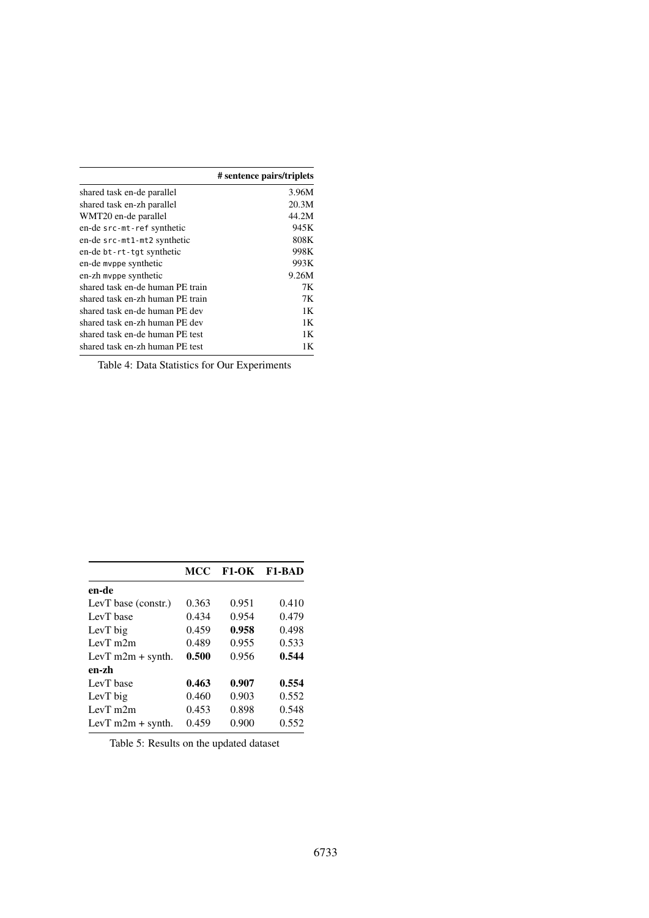| | # sentence pairs/triplets |
|---|---|
| shared task en-de parallel | 3.96M |
| shared task en-zh parallel | 20.3M |
| WMT20 en-de parallel | 44.2M |
| en-de `src-mt-ref` synthetic | 945K |
| en-de `src-mt1-mt2` synthetic | 808K |
| en-de `bt-rt-tgt` synthetic | 998K |
| en-de `mvppe` synthetic | 993K |
| en-zh `mvppe` synthetic | 9.26M |
| shared task en-de human PE train | 7K |
| shared task en-zh human PE train | 7K |
| shared task en-de human PE dev | 1K |
| shared task en-zh human PE dev | 1K |
| shared task en-de human PE test | 1K |
| shared task en-zh human PE test | 1K |

Table 4: Data Statistics for Our Experiments

| | MCC | F1-OK | F1-BAD |
|---|---|---|---|
| **en-de** | | | |
| LevT base (constr.) | 0.363 | 0.951 | 0.410 |
| LevT base | 0.434 | 0.954 | 0.479 |
| LevT big | 0.459 | **0.958** | 0.498 |
| LevT m2m | 0.489 | 0.955 | 0.533 |
| LevT m2m + synth. | **0.500** | 0.956 | **0.544** |
| **en-zh** | | | |
| LevT base | **0.463** | **0.907** | **0.554** |
| LevT big | 0.460 | 0.903 | 0.552 |
| LevT m2m | 0.453 | 0.898 | 0.548 |
| LevT m2m + synth. | 0.459 | 0.900 | 0.552 |

Table 5: Results on the updated dataset